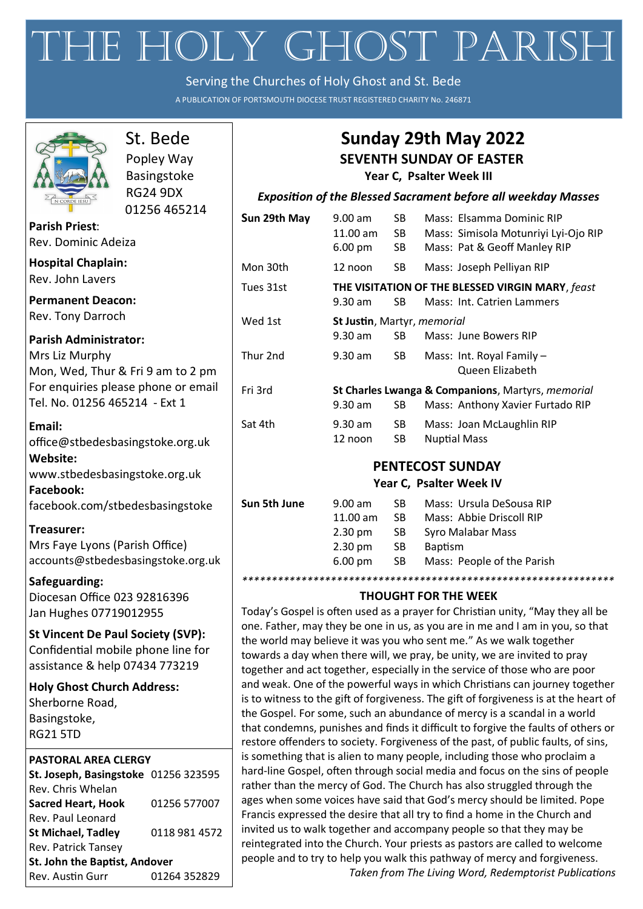# THE HOLY GHOST PARISH

Serving the Churches of Holy Ghost and St. Bede

A PUBLICATION OF PORTSMOUTH DIOCESE TRUST REGISTERED CHARITY No. 246871

## St. Bede

Popley Way
Basingstoke
RG24 9DX
01256 465214

**Parish Priest**:
Rev. Dominic Adeiza

**Hospital Chaplain:**
Rev. John Lavers

**Permanent Deacon:**
Rev. Tony Darroch

**Parish Administrator:**
Mrs Liz Murphy
Mon, Wed, Thur & Fri 9 am to 2 pm
For enquiries please phone or email
Tel. No. 01256 465214 - Ext 1

**Email:**
office@stbedesbasingstoke.org.uk

**Website:**
www.stbedesbasingstoke.org.uk

**Facebook:**
facebook.com/stbedesbasingstoke

**Treasurer:**
Mrs Faye Lyons (Parish Office)
accounts@stbedesbasingstoke.org.uk

**Safeguarding:**
Diocesan Office 023 92816396
Jan Hughes 07719012955

**St Vincent De Paul Society (SVP):**
Confidential mobile phone line for assistance & help 07434 773219

**Holy Ghost Church Address:**
Sherborne Road,
Basingstoke,
RG21 5TD

**PASTORAL AREA CLERGY**

| | |
|---|---|
| **St. Joseph, Basingstoke** | 01256 323595 |
| Rev. Chris Whelan | |
| **Sacred Heart, Hook** | 01256 577007 |
| Rev. Paul Leonard | |
| **St Michael, Tadley** | 0118 981 4572 |
| Rev. Patrick Tansey | |
| **St. John the Baptist, Andover** | |
| Rev. Austin Gurr | 01264 352829 |

## Sunday 29th May 2022

### SEVENTH SUNDAY OF EASTER

**Year C, Psalter Week III**

***Exposition of the Blessed Sacrament before all weekday Masses***

| | | | |
|---|---|---|---|
| **Sun 29th May** | 9.00 am | SB | Mass: Elsamma Dominic RIP |
| | 11.00 am | SB | Mass: Simisola Motunriyi Lyi-Ojo RIP |
| | 6.00 pm | SB | Mass: Pat & Geoff Manley RIP |
| Mon 30th | 12 noon | SB | Mass: Joseph Pelliyan RIP |
| Tues 31st | **THE VISITATION OF THE BLESSED VIRGIN MARY**, *feast* | | |
| | 9.30 am | SB | Mass: Int. Catrien Lammers |
| Wed 1st | **St Justin**, Martyr, *memorial* | | |
| | 9.30 am | SB | Mass: June Bowers RIP |
| Thur 2nd | 9.30 am | SB | Mass: Int. Royal Family – Queen Elizabeth |
| Fri 3rd | **St Charles Lwanga & Companions**, Martyrs, *memorial* | | |
| | 9.30 am | SB | Mass: Anthony Xavier Furtado RIP |
| Sat 4th | 9.30 am | SB | Mass: Joan McLaughlin RIP |
| | 12 noon | SB | Nuptial Mass |

### PENTECOST SUNDAY

**Year C, Psalter Week IV**

| | | | |
|---|---|---|---|
| **Sun 5th June** | 9.00 am | SB | Mass: Ursula DeSousa RIP |
| | 11.00 am | SB | Mass: Abbie Driscoll RIP |
| | 2.30 pm | SB | Syro Malabar Mass |
| | 2.30 pm | SB | Baptism |
| | 6.00 pm | SB | Mass: People of the Parish |

****************************************************************

### THOUGHT FOR THE WEEK

Today's Gospel is often used as a prayer for Christian unity, "May they all be one. Father, may they be one in us, as you are in me and I am in you, so that the world may believe it was you who sent me." As we walk together towards a day when there will, we pray, be unity, we are invited to pray together and act together, especially in the service of those who are poor and weak. One of the powerful ways in which Christians can journey together is to witness to the gift of forgiveness. The gift of forgiveness is at the heart of the Gospel. For some, such an abundance of mercy is a scandal in a world that condemns, punishes and finds it difficult to forgive the faults of others or restore offenders to society. Forgiveness of the past, of public faults, of sins, is something that is alien to many people, including those who proclaim a hard-line Gospel, often through social media and focus on the sins of people rather than the mercy of God. The Church has also struggled through the ages when some voices have said that God's mercy should be limited. Pope Francis expressed the desire that all try to find a home in the Church and invited us to walk together and accompany people so that they may be reintegrated into the Church. Your priests as pastors are called to welcome people and to try to help you walk this pathway of mercy and forgiveness.

*Taken from The Living Word, Redemptorist Publications*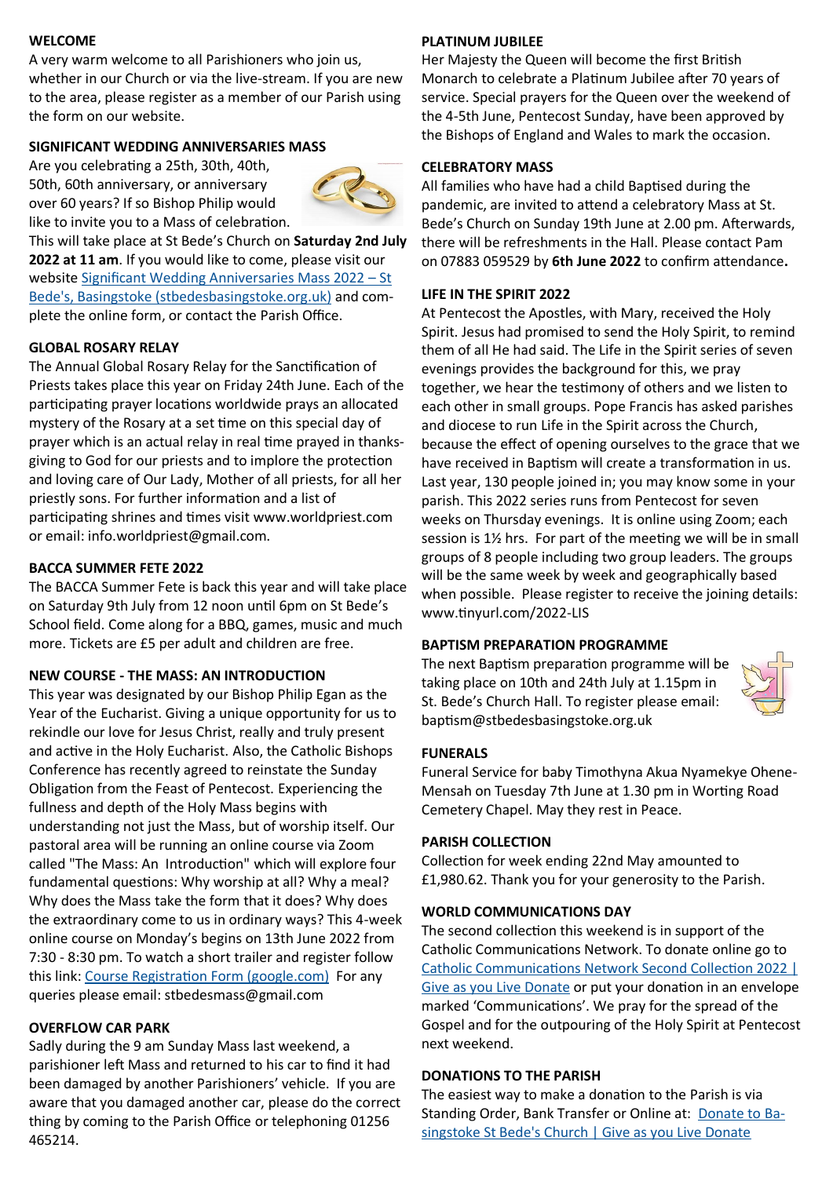## WELCOME

A very warm welcome to all Parishioners who join us, whether in our Church or via the live-stream. If you are new to the area, please register as a member of our Parish using the form on our website.

## SIGNIFICANT WEDDING ANNIVERSARIES MASS

Are you celebrating a 25th, 30th, 40th, 50th, 60th anniversary, or anniversary over 60 years? If so Bishop Philip would like to invite you to a Mass of celebration. This will take place at St Bede's Church on **Saturday 2nd July 2022 at 11 am**. If you would like to come, please visit our website Significant Wedding Anniversaries Mass 2022 – St Bede's, Basingstoke (stbedesbasingstoke.org.uk) and complete the online form, or contact the Parish Office.

## GLOBAL ROSARY RELAY

The Annual Global Rosary Relay for the Sanctification of Priests takes place this year on Friday 24th June. Each of the participating prayer locations worldwide prays an allocated mystery of the Rosary at a set time on this special day of prayer which is an actual relay in real time prayed in thanksgiving to God for our priests and to implore the protection and loving care of Our Lady, Mother of all priests, for all her priestly sons. For further information and a list of participating shrines and times visit www.worldpriest.com or email: info.worldpriest@gmail.com.

## BACCA SUMMER FETE 2022

The BACCA Summer Fete is back this year and will take place on Saturday 9th July from 12 noon until 6pm on St Bede's School field. Come along for a BBQ, games, music and much more. Tickets are £5 per adult and children are free.

## NEW COURSE - THE MASS: AN INTRODUCTION

This year was designated by our Bishop Philip Egan as the Year of the Eucharist. Giving a unique opportunity for us to rekindle our love for Jesus Christ, really and truly present and active in the Holy Eucharist. Also, the Catholic Bishops Conference has recently agreed to reinstate the Sunday Obligation from the Feast of Pentecost. Experiencing the fullness and depth of the Holy Mass begins with understanding not just the Mass, but of worship itself. Our pastoral area will be running an online course via Zoom called "The Mass: An Introduction" which will explore four fundamental questions: Why worship at all? Why a meal? Why does the Mass take the form that it does? Why does the extraordinary come to us in ordinary ways? This 4-week online course on Monday's begins on 13th June 2022 from 7:30 - 8:30 pm. To watch a short trailer and register follow this link: Course Registration Form (google.com) For any queries please email: stbedesmass@gmail.com

## OVERFLOW CAR PARK

Sadly during the 9 am Sunday Mass last weekend, a parishioner left Mass and returned to his car to find it had been damaged by another Parishioners' vehicle. If you are aware that you damaged another car, please do the correct thing by coming to the Parish Office or telephoning 01256 465214.

## PLATINUM JUBILEE

Her Majesty the Queen will become the first British Monarch to celebrate a Platinum Jubilee after 70 years of service. Special prayers for the Queen over the weekend of the 4-5th June, Pentecost Sunday, have been approved by the Bishops of England and Wales to mark the occasion.

## CELEBRATORY MASS

All families who have had a child Baptised during the pandemic, are invited to attend a celebratory Mass at St. Bede's Church on Sunday 19th June at 2.00 pm. Afterwards, there will be refreshments in the Hall. Please contact Pam on 07883 059529 by **6th June 2022** to confirm attendance**.**

## LIFE IN THE SPIRIT 2022

At Pentecost the Apostles, with Mary, received the Holy Spirit. Jesus had promised to send the Holy Spirit, to remind them of all He had said. The Life in the Spirit series of seven evenings provides the background for this, we pray together, we hear the testimony of others and we listen to each other in small groups. Pope Francis has asked parishes and diocese to run Life in the Spirit across the Church, because the effect of opening ourselves to the grace that we have received in Baptism will create a transformation in us. Last year, 130 people joined in; you may know some in your parish. This 2022 series runs from Pentecost for seven weeks on Thursday evenings. It is online using Zoom; each session is 1½ hrs. For part of the meeting we will be in small groups of 8 people including two group leaders. The groups will be the same week by week and geographically based when possible. Please register to receive the joining details: www.tinyurl.com/2022-LIS

## BAPTISM PREPARATION PROGRAMME

The next Baptism preparation programme will be taking place on 10th and 24th July at 1.15pm in St. Bede's Church Hall. To register please email: baptism@stbedesbasingstoke.org.uk

## FUNERALS

Funeral Service for baby Timothyna Akua Nyamekye Ohene-Mensah on Tuesday 7th June at 1.30 pm in Worting Road Cemetery Chapel. May they rest in Peace.

## PARISH COLLECTION

Collection for week ending 22nd May amounted to £1,980.62. Thank you for your generosity to the Parish.

## WORLD COMMUNICATIONS DAY

The second collection this weekend is in support of the Catholic Communications Network. To donate online go to Catholic Communications Network Second Collection 2022 | Give as you Live Donate or put your donation in an envelope marked 'Communications'. We pray for the spread of the Gospel and for the outpouring of the Holy Spirit at Pentecost next weekend.

## DONATIONS TO THE PARISH

The easiest way to make a donation to the Parish is via Standing Order, Bank Transfer or Online at: Donate to Basingstoke St Bede's Church | Give as you Live Donate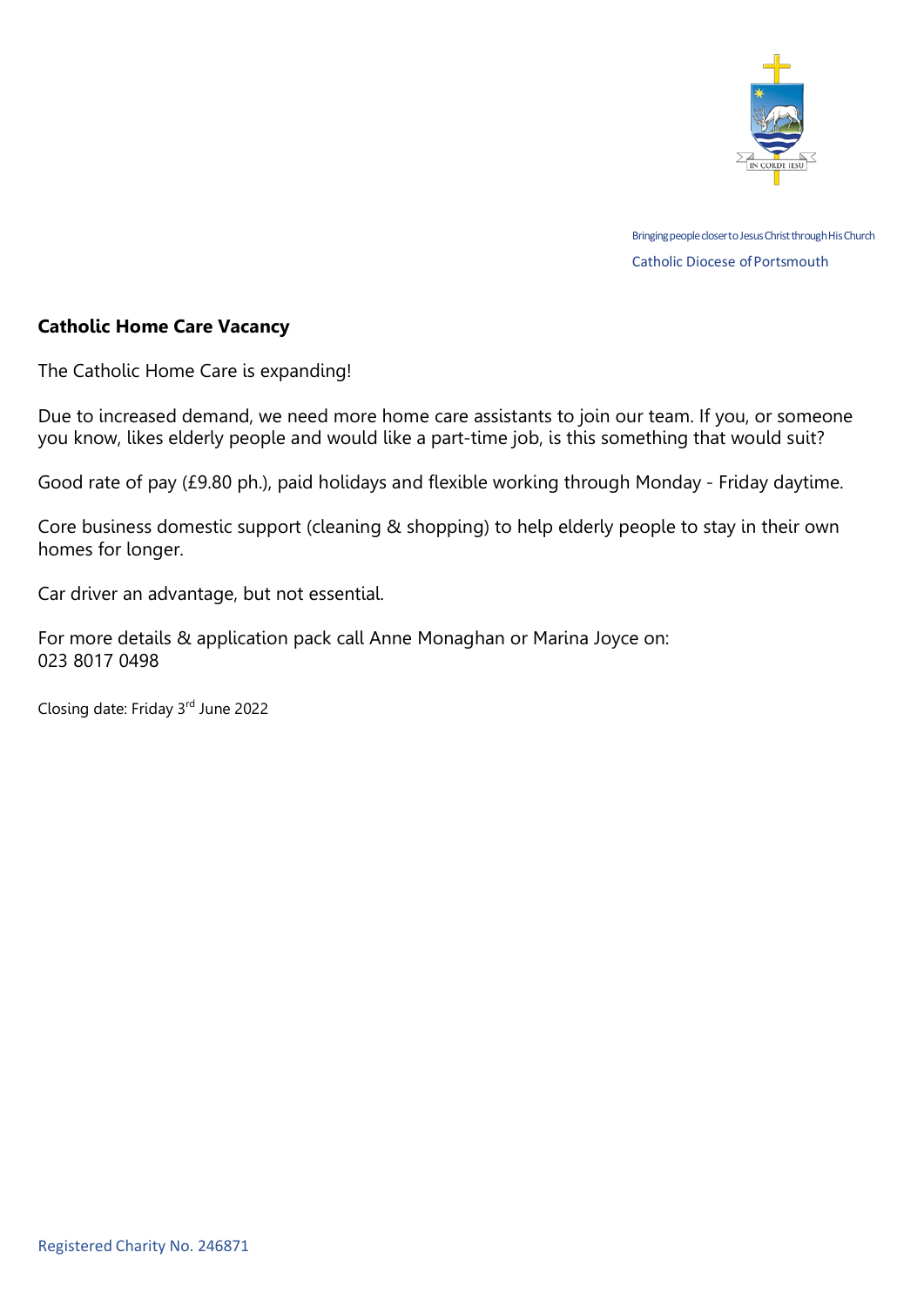Bringing people closer to Jesus Christ through His Church

Catholic Diocese of Portsmouth

**Catholic Home Care Vacancy**

The Catholic Home Care is expanding!

Due to increased demand, we need more home care assistants to join our team. If you, or someone you know, likes elderly people and would like a part-time job, is this something that would suit?

Good rate of pay (£9.80 ph.), paid holidays and flexible working through Monday - Friday daytime.

Core business domestic support (cleaning & shopping) to help elderly people to stay in their own homes for longer.

Car driver an advantage, but not essential.

For more details & application pack call Anne Monaghan or Marina Joyce on:
023 8017 0498

Closing date: Friday 3rd June 2022

Registered Charity No. 246871